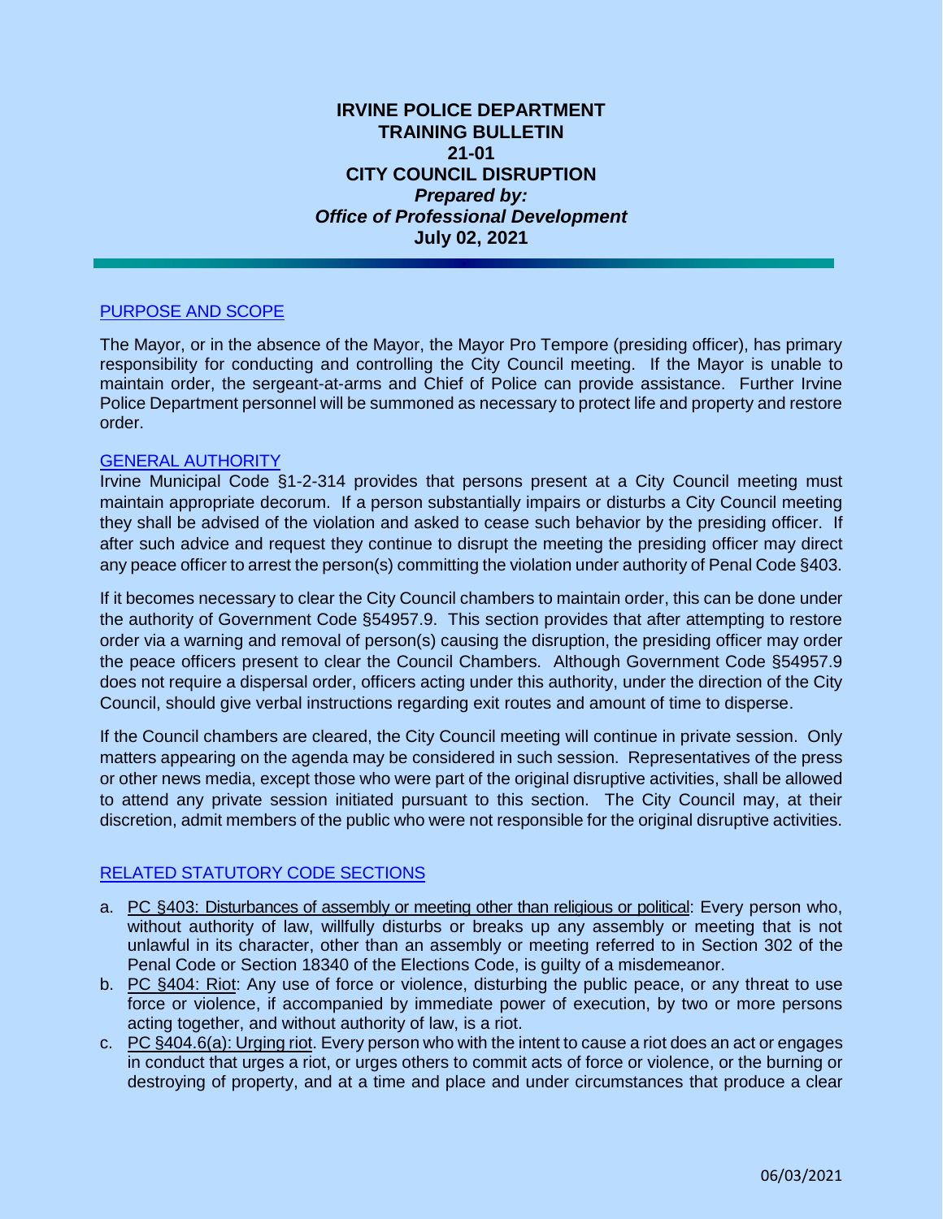# IRVINE POLICE DEPARTMENT
# TRAINING BULLETIN
# 21-01
# CITY COUNCIL DISRUPTION

***Prepared by:***
***Office of Professional Development***
**July 02, 2021**

## PURPOSE AND SCOPE

The Mayor, or in the absence of the Mayor, the Mayor Pro Tempore (presiding officer), has primary responsibility for conducting and controlling the City Council meeting. If the Mayor is unable to maintain order, the sergeant-at-arms and Chief of Police can provide assistance. Further Irvine Police Department personnel will be summoned as necessary to protect life and property and restore order.

## GENERAL AUTHORITY

Irvine Municipal Code §1-2-314 provides that persons present at a City Council meeting must maintain appropriate decorum. If a person substantially impairs or disturbs a City Council meeting they shall be advised of the violation and asked to cease such behavior by the presiding officer. If after such advice and request they continue to disrupt the meeting the presiding officer may direct any peace officer to arrest the person(s) committing the violation under authority of Penal Code §403.

If it becomes necessary to clear the City Council chambers to maintain order, this can be done under the authority of Government Code §54957.9. This section provides that after attempting to restore order via a warning and removal of person(s) causing the disruption, the presiding officer may order the peace officers present to clear the Council Chambers. Although Government Code §54957.9 does not require a dispersal order, officers acting under this authority, under the direction of the City Council, should give verbal instructions regarding exit routes and amount of time to disperse.

If the Council chambers are cleared, the City Council meeting will continue in private session. Only matters appearing on the agenda may be considered in such session. Representatives of the press or other news media, except those who were part of the original disruptive activities, shall be allowed to attend any private session initiated pursuant to this section. The City Council may, at their discretion, admit members of the public who were not responsible for the original disruptive activities.

## RELATED STATUTORY CODE SECTIONS

a. PC §403: Disturbances of assembly or meeting other than religious or political: Every person who, without authority of law, willfully disturbs or breaks up any assembly or meeting that is not unlawful in its character, other than an assembly or meeting referred to in Section 302 of the Penal Code or Section 18340 of the Elections Code, is guilty of a misdemeanor.
b. PC §404: Riot: Any use of force or violence, disturbing the public peace, or any threat to use force or violence, if accompanied by immediate power of execution, by two or more persons acting together, and without authority of law, is a riot.
c. PC §404.6(a): Urging riot. Every person who with the intent to cause a riot does an act or engages in conduct that urges a riot, or urges others to commit acts of force or violence, or the burning or destroying of property, and at a time and place and under circumstances that produce a clear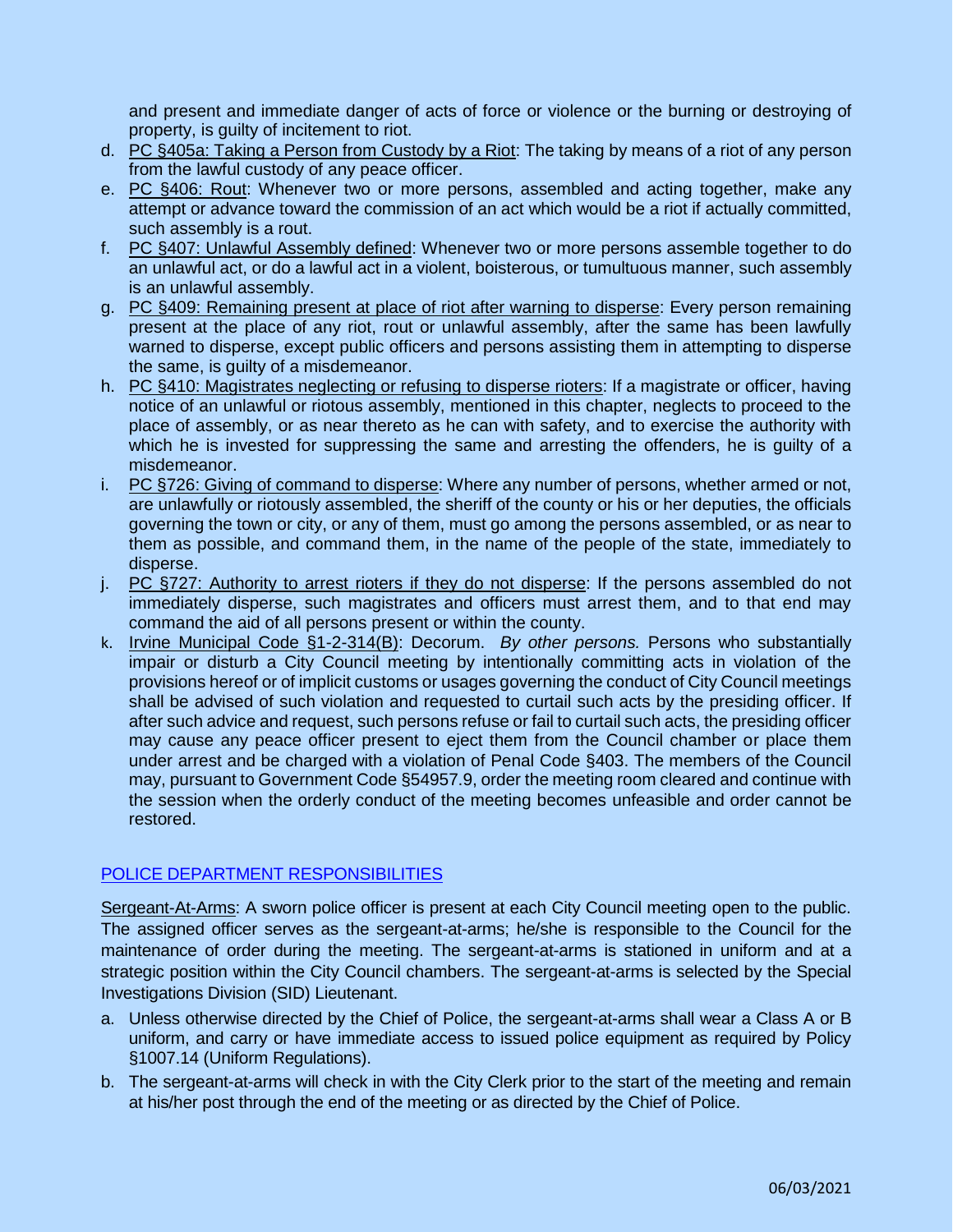and present and immediate danger of acts of force or violence or the burning or destroying of property, is guilty of incitement to riot.

d. <u>PC §405a: Taking a Person from Custody by a Riot</u>: The taking by means of a riot of any person from the lawful custody of any peace officer.
e. <u>PC §406: Rout</u>: Whenever two or more persons, assembled and acting together, make any attempt or advance toward the commission of an act which would be a riot if actually committed, such assembly is a rout.
f. <u>PC §407: Unlawful Assembly defined</u>: Whenever two or more persons assemble together to do an unlawful act, or do a lawful act in a violent, boisterous, or tumultuous manner, such assembly is an unlawful assembly.
g. <u>PC §409: Remaining present at place of riot after warning to disperse</u>: Every person remaining present at the place of any riot, rout or unlawful assembly, after the same has been lawfully warned to disperse, except public officers and persons assisting them in attempting to disperse the same, is guilty of a misdemeanor.
h. <u>PC §410: Magistrates neglecting or refusing to disperse rioters</u>: If a magistrate or officer, having notice of an unlawful or riotous assembly, mentioned in this chapter, neglects to proceed to the place of assembly, or as near thereto as he can with safety, and to exercise the authority with which he is invested for suppressing the same and arresting the offenders, he is guilty of a misdemeanor.
i. <u>PC §726: Giving of command to disperse</u>: Where any number of persons, whether armed or not, are unlawfully or riotously assembled, the sheriff of the county or his or her deputies, the officials governing the town or city, or any of them, must go among the persons assembled, or as near to them as possible, and command them, in the name of the people of the state, immediately to disperse.
j. <u>PC §727: Authority to arrest rioters if they do not disperse</u>: If the persons assembled do not immediately disperse, such magistrates and officers must arrest them, and to that end may command the aid of all persons present or within the county.
k. <u>Irvine Municipal Code §1-2-314(B)</u>: Decorum. *By other persons.* Persons who substantially impair or disturb a City Council meeting by intentionally committing acts in violation of the provisions hereof or of implicit customs or usages governing the conduct of City Council meetings shall be advised of such violation and requested to curtail such acts by the presiding officer. If after such advice and request, such persons refuse or fail to curtail such acts, the presiding officer may cause any peace officer present to eject them from the Council chamber or place them under arrest and be charged with a violation of Penal Code §403. The members of the Council may, pursuant to Government Code §54957.9, order the meeting room cleared and continue with the session when the orderly conduct of the meeting becomes unfeasible and order cannot be restored.

## POLICE DEPARTMENT RESPONSIBILITIES

<u>Sergeant-At-Arms</u>: A sworn police officer is present at each City Council meeting open to the public. The assigned officer serves as the sergeant-at-arms; he/she is responsible to the Council for the maintenance of order during the meeting. The sergeant-at-arms is stationed in uniform and at a strategic position within the City Council chambers. The sergeant-at-arms is selected by the Special Investigations Division (SID) Lieutenant.

a. Unless otherwise directed by the Chief of Police, the sergeant-at-arms shall wear a Class A or B uniform, and carry or have immediate access to issued police equipment as required by Policy §1007.14 (Uniform Regulations).
b. The sergeant-at-arms will check in with the City Clerk prior to the start of the meeting and remain at his/her post through the end of the meeting or as directed by the Chief of Police.

06/03/2021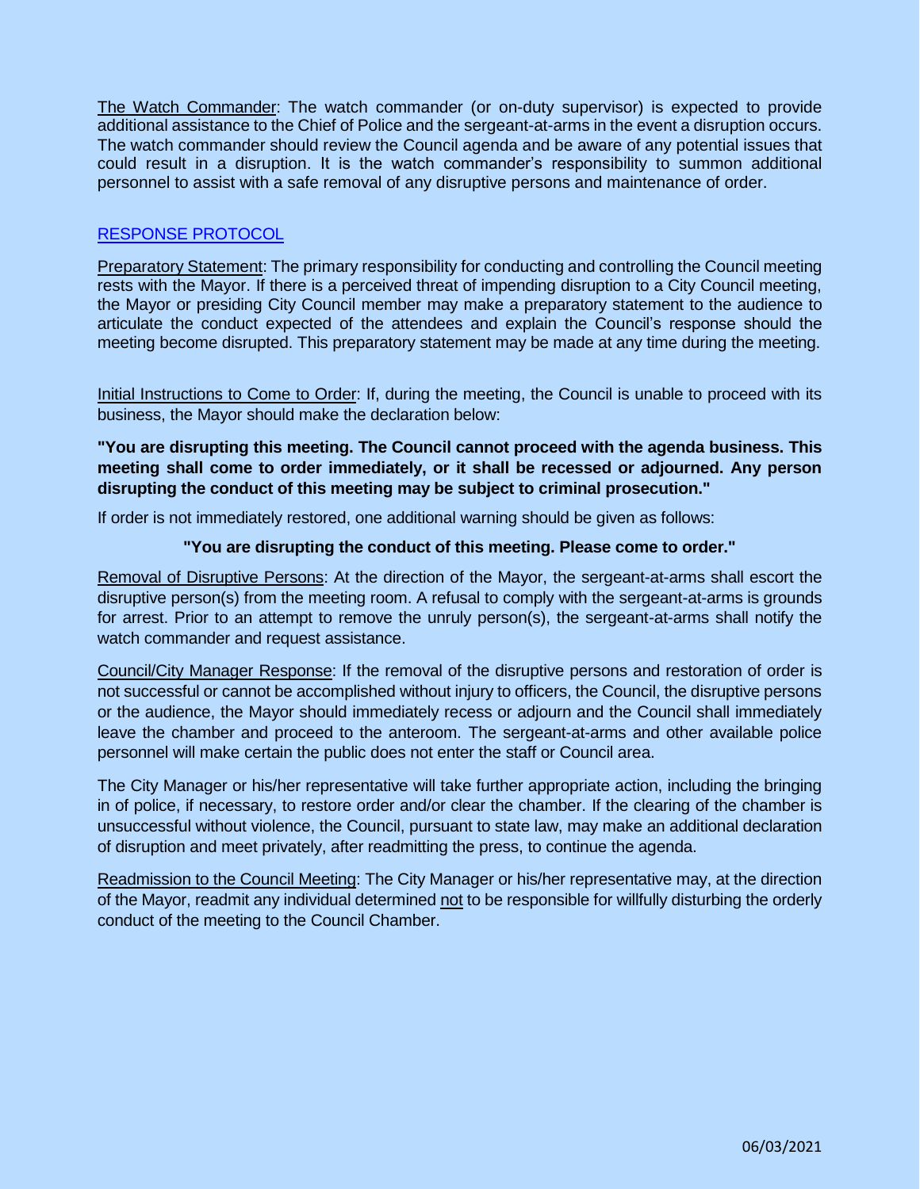The Watch Commander: The watch commander (or on-duty supervisor) is expected to provide additional assistance to the Chief of Police and the sergeant-at-arms in the event a disruption occurs. The watch commander should review the Council agenda and be aware of any potential issues that could result in a disruption. It is the watch commander's responsibility to summon additional personnel to assist with a safe removal of any disruptive persons and maintenance of order.

## RESPONSE PROTOCOL

Preparatory Statement: The primary responsibility for conducting and controlling the Council meeting rests with the Mayor. If there is a perceived threat of impending disruption to a City Council meeting, the Mayor or presiding City Council member may make a preparatory statement to the audience to articulate the conduct expected of the attendees and explain the Council's response should the meeting become disrupted. This preparatory statement may be made at any time during the meeting.

Initial Instructions to Come to Order: If, during the meeting, the Council is unable to proceed with its business, the Mayor should make the declaration below:

**"You are disrupting this meeting. The Council cannot proceed with the agenda business. This meeting shall come to order immediately, or it shall be recessed or adjourned. Any person disrupting the conduct of this meeting may be subject to criminal prosecution."**

If order is not immediately restored, one additional warning should be given as follows:

**"You are disrupting the conduct of this meeting. Please come to order."**

Removal of Disruptive Persons: At the direction of the Mayor, the sergeant-at-arms shall escort the disruptive person(s) from the meeting room. A refusal to comply with the sergeant-at-arms is grounds for arrest. Prior to an attempt to remove the unruly person(s), the sergeant-at-arms shall notify the watch commander and request assistance.

Council/City Manager Response: If the removal of the disruptive persons and restoration of order is not successful or cannot be accomplished without injury to officers, the Council, the disruptive persons or the audience, the Mayor should immediately recess or adjourn and the Council shall immediately leave the chamber and proceed to the anteroom. The sergeant-at-arms and other available police personnel will make certain the public does not enter the staff or Council area.

The City Manager or his/her representative will take further appropriate action, including the bringing in of police, if necessary, to restore order and/or clear the chamber. If the clearing of the chamber is unsuccessful without violence, the Council, pursuant to state law, may make an additional declaration of disruption and meet privately, after readmitting the press, to continue the agenda.

Readmission to the Council Meeting: The City Manager or his/her representative may, at the direction of the Mayor, readmit any individual determined not to be responsible for willfully disturbing the orderly conduct of the meeting to the Council Chamber.

06/03/2021